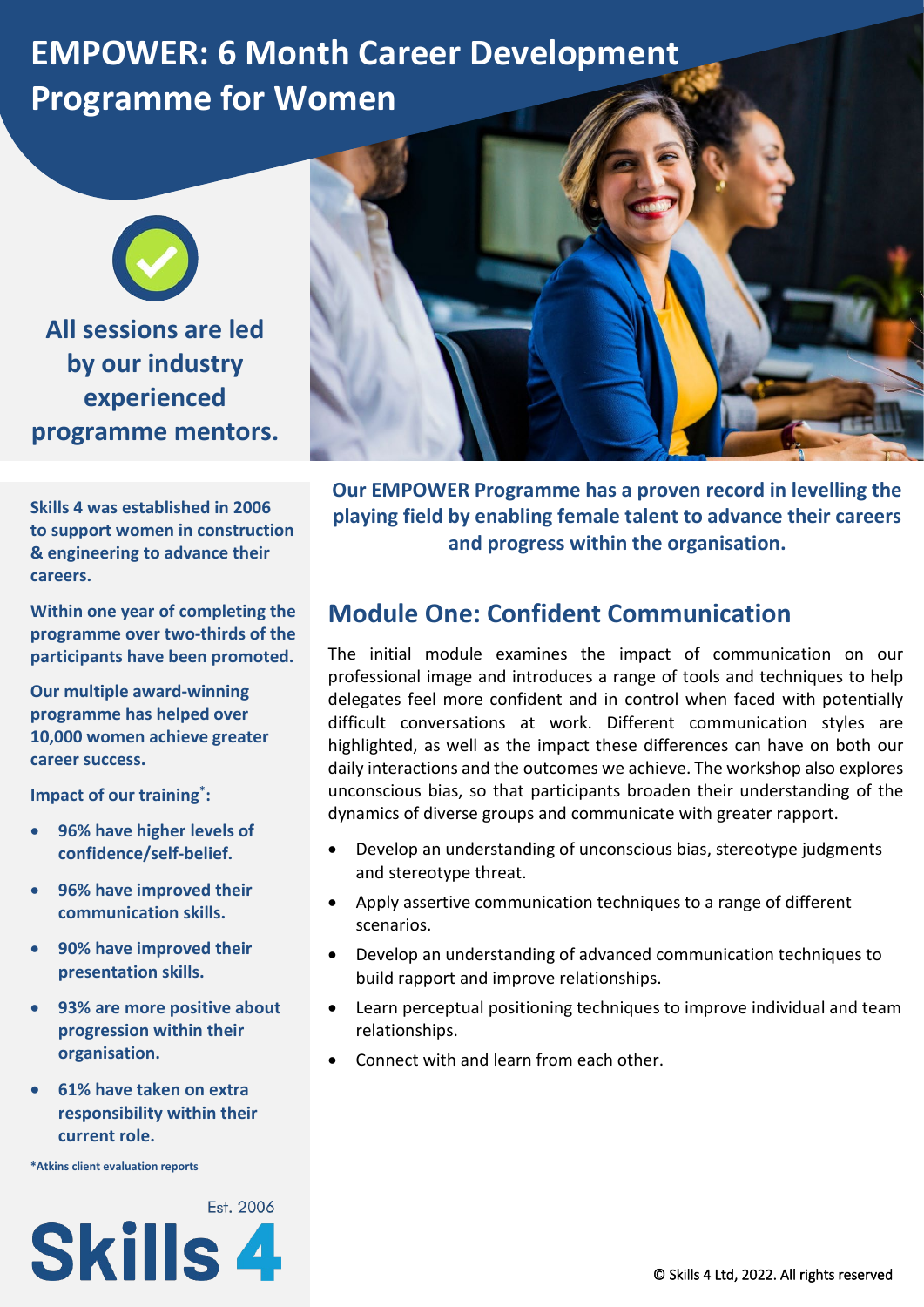# EMPOWER: 6 Month Career Development Programme for Women

**All sessions are led by our industry experienced programme mentors.**

**Skills 4 was established in 2006 to support women in construction & engineering to advance their careers.**

**Within one year of completing the programme over two-thirds of the participants have been promoted.**

**Our multiple award-winning programme has helped over 10,000 women achieve greater career success.**

**Impact of our training*:**

- **96% have higher levels of confidence/self-belief.**
- **96% have improved their communication skills.**
- **90% have improved their presentation skills.**
- **93% are more positive about progression within their organisation.**
- **61% have taken on extra responsibility within their current role.**

***Atkins client evaluation reports**

Est. 2006
Skills 4

**Our EMPOWER Programme has a proven record in levelling the playing field by enabling female talent to advance their careers and progress within the organisation.**

## Module One: Confident Communication

The initial module examines the impact of communication on our professional image and introduces a range of tools and techniques to help delegates feel more confident and in control when faced with potentially difficult conversations at work. Different communication styles are highlighted, as well as the impact these differences can have on both our daily interactions and the outcomes we achieve. The workshop also explores unconscious bias, so that participants broaden their understanding of the dynamics of diverse groups and communicate with greater rapport.

- Develop an understanding of unconscious bias, stereotype judgments and stereotype threat.
- Apply assertive communication techniques to a range of different scenarios.
- Develop an understanding of advanced communication techniques to build rapport and improve relationships.
- Learn perceptual positioning techniques to improve individual and team relationships.
- Connect with and learn from each other.

© Skills 4 Ltd, 2022. All rights reserved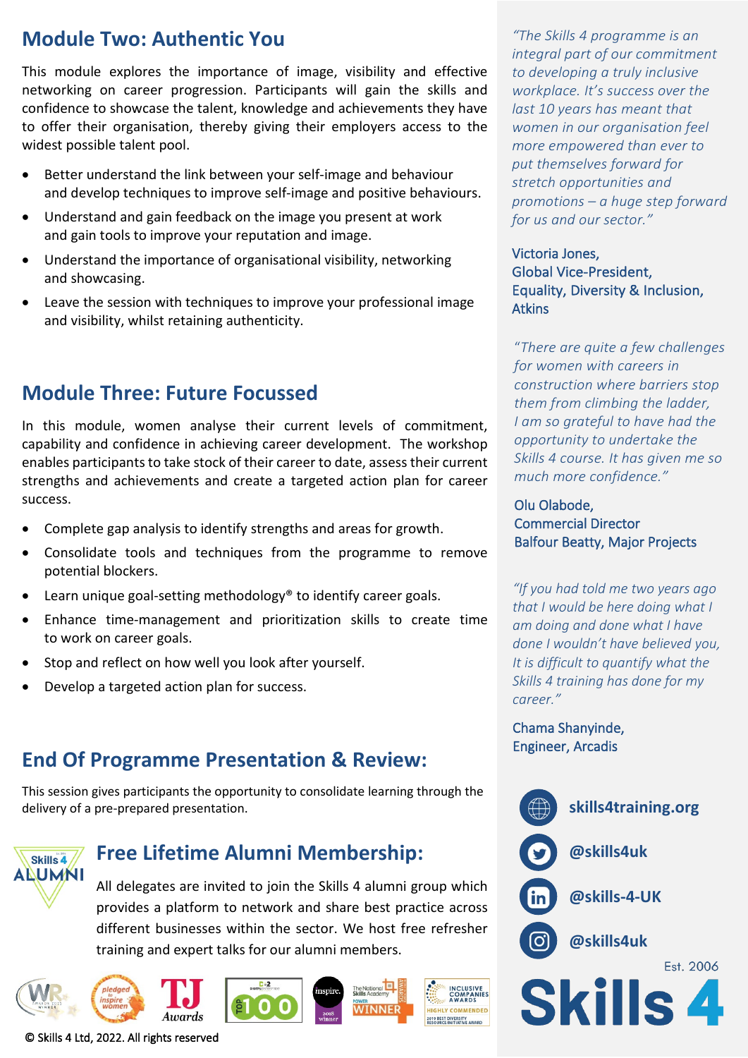## Module Two: Authentic You

This module explores the importance of image, visibility and effective networking on career progression. Participants will gain the skills and confidence to showcase the talent, knowledge and achievements they have to offer their organisation, thereby giving their employers access to the widest possible talent pool.

- Better understand the link between your self-image and behaviour and develop techniques to improve self-image and positive behaviours.
- Understand and gain feedback on the image you present at work and gain tools to improve your reputation and image.
- Understand the importance of organisational visibility, networking and showcasing.
- Leave the session with techniques to improve your professional image and visibility, whilst retaining authenticity.

## Module Three: Future Focussed

In this module, women analyse their current levels of commitment, capability and confidence in achieving career development. The workshop enables participants to take stock of their career to date, assess their current strengths and achievements and create a targeted action plan for career success.

- Complete gap analysis to identify strengths and areas for growth.
- Consolidate tools and techniques from the programme to remove potential blockers.
- Learn unique goal-setting methodology® to identify career goals.
- Enhance time-management and prioritization skills to create time to work on career goals.
- Stop and reflect on how well you look after yourself.
- Develop a targeted action plan for success.

## End Of Programme Presentation & Review:

This session gives participants the opportunity to consolidate learning through the delivery of a pre-prepared presentation.

## Free Lifetime Alumni Membership:

All delegates are invited to join the Skills 4 alumni group which provides a platform to network and share best practice across different businesses within the sector. We host free refresher training and expert talks for our alumni members.

© Skills 4 Ltd, 2022. All rights reserved

*"The Skills 4 programme is an integral part of our commitment to developing a truly inclusive workplace. It's success over the last 10 years has meant that women in our organisation feel more empowered than ever to put themselves forward for stretch opportunities and promotions – a huge step forward for us and our sector."*

Victoria Jones,
Global Vice-President,
Equality, Diversity & Inclusion,
Atkins

*"There are quite a few challenges for women with careers in construction where barriers stop them from climbing the ladder, I am so grateful to have had the opportunity to undertake the Skills 4 course. It has given me so much more confidence."*

Olu Olabode,
Commercial Director
Balfour Beatty, Major Projects

*"If you had told me two years ago that I would be here doing what I am doing and done what I have done I wouldn't have believed you, It is difficult to quantify what the Skills 4 training has done for my career."*

Chama Shanyinde,
Engineer, Arcadis

skills4training.org

@skills4uk

@skills-4-UK

@skills4uk

Est. 2006

Skills 4